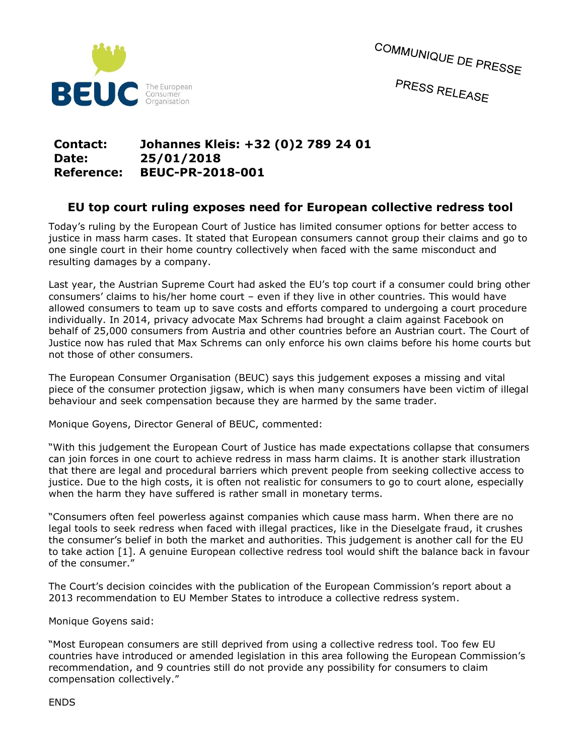BEUC The European Consumer Organisation

COMMUNIQUE DE PRESSE

PRESS RELEASE

**Contact:** **Johannes Kleis: +32 (0)2 789 24 01**
**Date:** **25/01/2018**
**Reference:** **BEUC-PR-2018-001**

## EU top court ruling exposes need for European collective redress tool

Today's ruling by the European Court of Justice has limited consumer options for better access to justice in mass harm cases. It stated that European consumers cannot group their claims and go to one single court in their home country collectively when faced with the same misconduct and resulting damages by a company.

Last year, the Austrian Supreme Court had asked the EU's top court if a consumer could bring other consumers' claims to his/her home court – even if they live in other countries. This would have allowed consumers to team up to save costs and efforts compared to undergoing a court procedure individually. In 2014, privacy advocate Max Schrems had brought a claim against Facebook on behalf of 25,000 consumers from Austria and other countries before an Austrian court. The Court of Justice now has ruled that Max Schrems can only enforce his own claims before his home courts but not those of other consumers.

The European Consumer Organisation (BEUC) says this judgement exposes a missing and vital piece of the consumer protection jigsaw, which is when many consumers have been victim of illegal behaviour and seek compensation because they are harmed by the same trader.

Monique Goyens, Director General of BEUC, commented:

"With this judgement the European Court of Justice has made expectations collapse that consumers can join forces in one court to achieve redress in mass harm claims. It is another stark illustration that there are legal and procedural barriers which prevent people from seeking collective access to justice. Due to the high costs, it is often not realistic for consumers to go to court alone, especially when the harm they have suffered is rather small in monetary terms.

"Consumers often feel powerless against companies which cause mass harm. When there are no legal tools to seek redress when faced with illegal practices, like in the Dieselgate fraud, it crushes the consumer's belief in both the market and authorities. This judgement is another call for the EU to take action [1]. A genuine European collective redress tool would shift the balance back in favour of the consumer."

The Court's decision coincides with the publication of the European Commission's report about a 2013 recommendation to EU Member States to introduce a collective redress system.

Monique Goyens said:

"Most European consumers are still deprived from using a collective redress tool. Too few EU countries have introduced or amended legislation in this area following the European Commission's recommendation, and 9 countries still do not provide any possibility for consumers to claim compensation collectively."

ENDS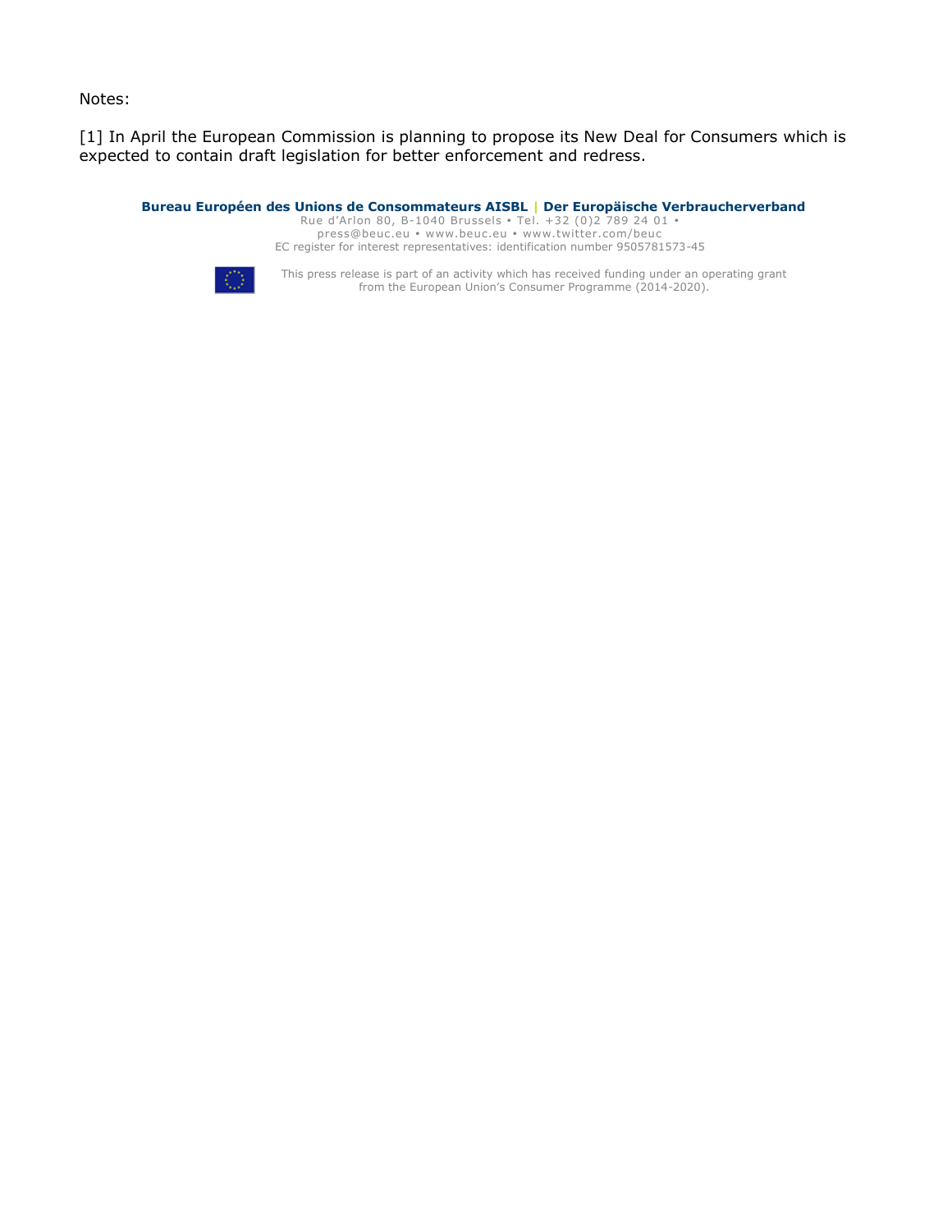Notes:

[1] In April the European Commission is planning to propose its New Deal for Consumers which is expected to contain draft legislation for better enforcement and redress.

**Bureau Européen des Unions de Consommateurs AISBL | Der Europäische Verbraucherverband**
Rue d'Arlon 80, B-1040 Brussels • Tel. +32 (0)2 789 24 01 •
press@beuc.eu • www.beuc.eu • www.twitter.com/beuc
EC register for interest representatives: identification number 9505781573-45

This press release is part of an activity which has received funding under an operating grant from the European Union's Consumer Programme (2014-2020).